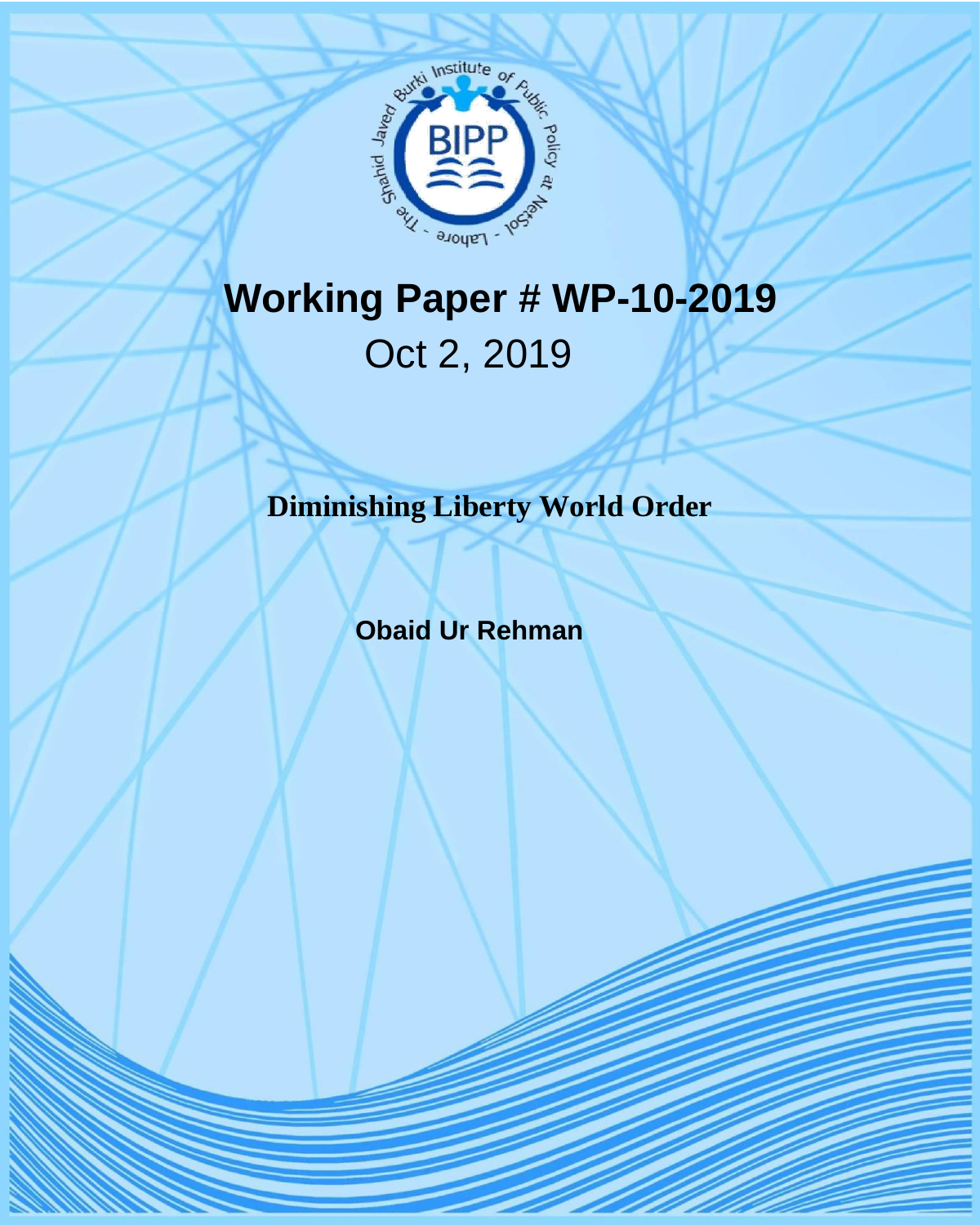# Working Paper # WP-10-2019

Oct 2, 2019

## Diminishing Liberty World Order

**Obaid Ur Rehman**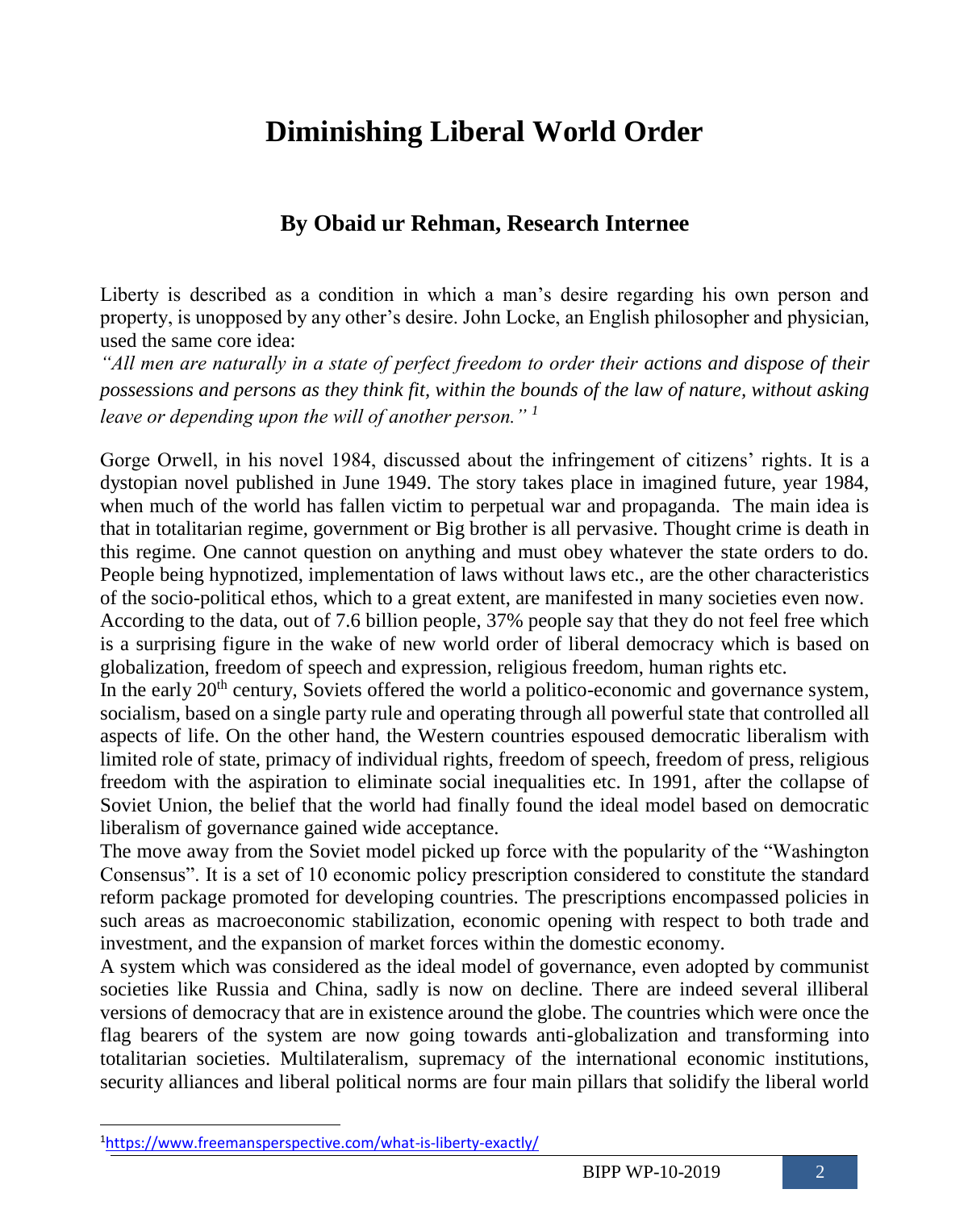# Diminishing Liberal World Order

## By Obaid ur Rehman, Research Internee

Liberty is described as a condition in which a man's desire regarding his own person and property, is unopposed by any other's desire. John Locke, an English philosopher and physician, used the same core idea:

*"All men are naturally in a state of perfect freedom to order their actions and dispose of their possessions and persons as they think fit, within the bounds of the law of nature, without asking leave or depending upon the will of another person."* [1]

Gorge Orwell, in his novel 1984, discussed about the infringement of citizens' rights. It is a dystopian novel published in June 1949. The story takes place in imagined future, year 1984, when much of the world has fallen victim to perpetual war and propaganda. The main idea is that in totalitarian regime, government or Big brother is all pervasive. Thought crime is death in this regime. One cannot question on anything and must obey whatever the state orders to do. People being hypnotized, implementation of laws without laws etc., are the other characteristics of the socio-political ethos, which to a great extent, are manifested in many societies even now. According to the data, out of 7.6 billion people, 37% people say that they do not feel free which is a surprising figure in the wake of new world order of liberal democracy which is based on globalization, freedom of speech and expression, religious freedom, human rights etc.

In the early 20th century, Soviets offered the world a politico-economic and governance system, socialism, based on a single party rule and operating through all powerful state that controlled all aspects of life. On the other hand, the Western countries espoused democratic liberalism with limited role of state, primacy of individual rights, freedom of speech, freedom of press, religious freedom with the aspiration to eliminate social inequalities etc. In 1991, after the collapse of Soviet Union, the belief that the world had finally found the ideal model based on democratic liberalism of governance gained wide acceptance.

The move away from the Soviet model picked up force with the popularity of the "Washington Consensus". It is a set of 10 economic policy prescription considered to constitute the standard reform package promoted for developing countries. The prescriptions encompassed policies in such areas as macroeconomic stabilization, economic opening with respect to both trade and investment, and the expansion of market forces within the domestic economy.

A system which was considered as the ideal model of governance, even adopted by communist societies like Russia and China, sadly is now on decline. There are indeed several illiberal versions of democracy that are in existence around the globe. The countries which were once the flag bearers of the system are now going towards anti-globalization and transforming into totalitarian societies. Multilateralism, supremacy of the international economic institutions, security alliances and liberal political norms are four main pillars that solidify the liberal world

---

[1] https://www.freemansperspective.com/what-is-liberty-exactly/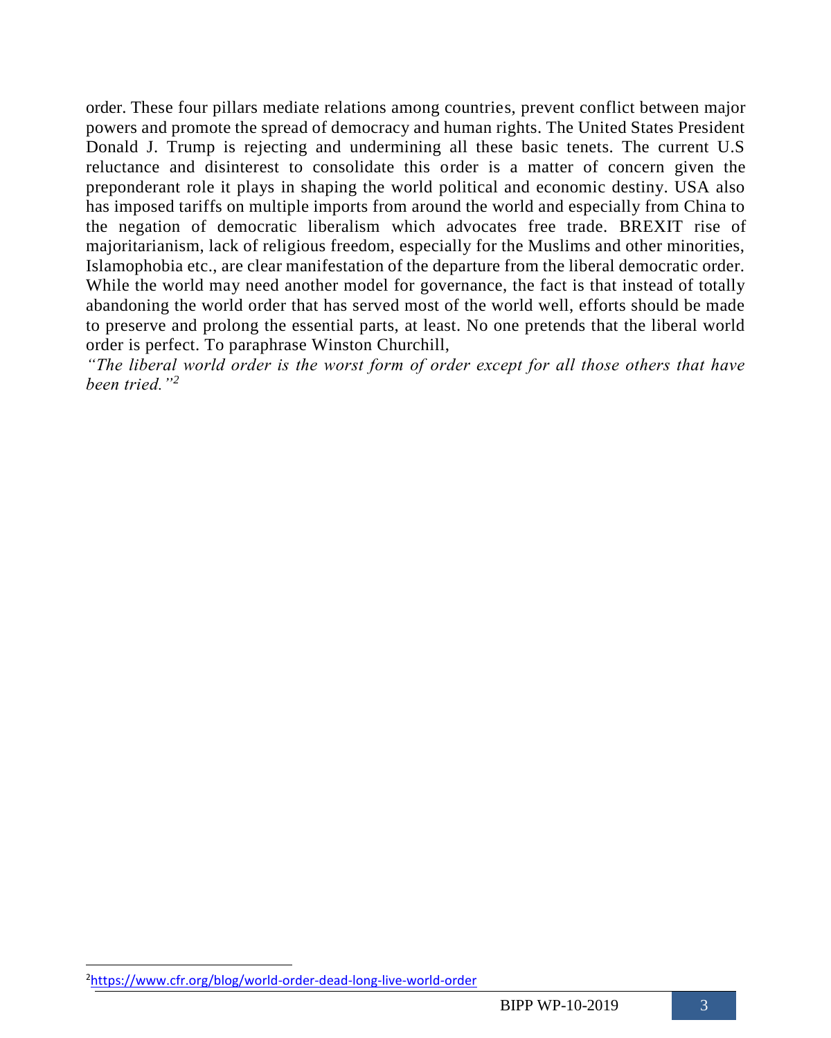order. These four pillars mediate relations among countries, prevent conflict between major powers and promote the spread of democracy and human rights. The United States President Donald J. Trump is rejecting and undermining all these basic tenets. The current U.S reluctance and disinterest to consolidate this order is a matter of concern given the preponderant role it plays in shaping the world political and economic destiny. USA also has imposed tariffs on multiple imports from around the world and especially from China to the negation of democratic liberalism which advocates free trade. BREXIT rise of majoritarianism, lack of religious freedom, especially for the Muslims and other minorities, Islamophobia etc., are clear manifestation of the departure from the liberal democratic order. While the world may need another model for governance, the fact is that instead of totally abandoning the world order that has served most of the world well, efforts should be made to preserve and prolong the essential parts, at least. No one pretends that the liberal world order is perfect. To paraphrase Winston Churchill,

*"The liberal world order is the worst form of order except for all those others that have been tried."*[2]

---

[2] https://www.cfr.org/blog/world-order-dead-long-live-world-order